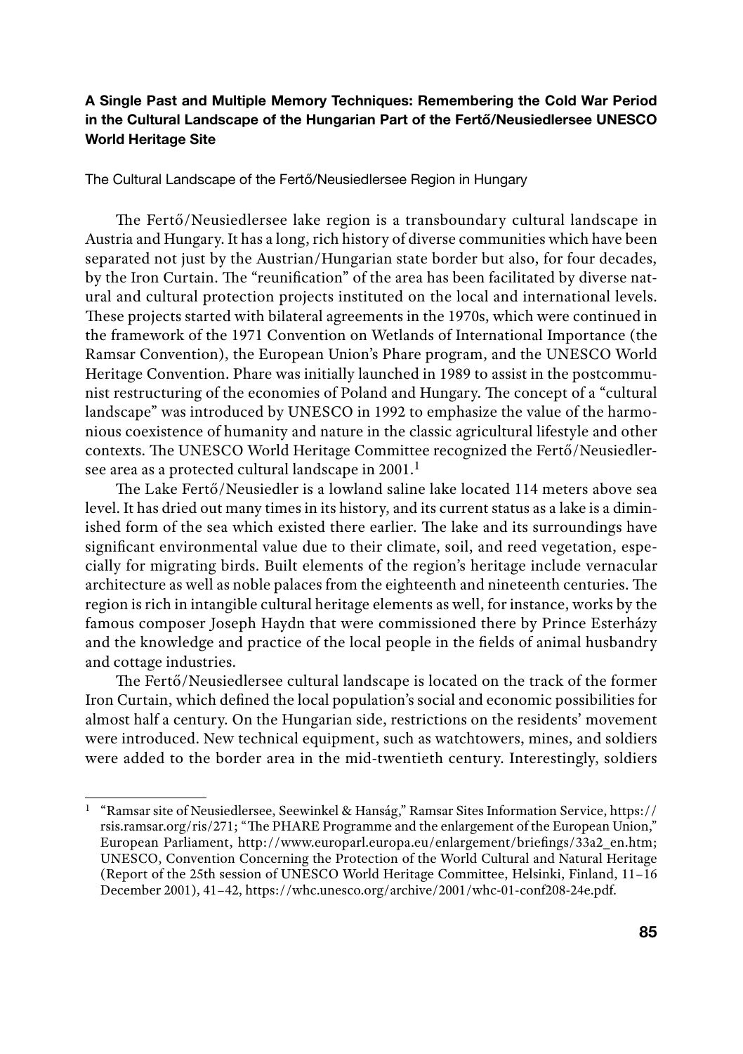# A Single Past and Multiple Memory Techniques: Remembering the Cold War Period in the Cultural Landscape of the Hungarian Part of the Fertő/Neusiedlersee UNESCO World Heritage Site

## The Cultural Landscape of the Fertő/Neusiedlersee Region in Hungary

The Fertő/Neusiedlersee lake region is a transboundary cultural landscape in Austria and Hungary. It has a long, rich history of diverse communities which have been separated not just by the Austrian/Hungarian state border but also, for four decades, by the Iron Curtain. The "reunification" of the area has been facilitated by diverse natural and cultural protection projects instituted on the local and international levels. These projects started with bilateral agreements in the 1970s, which were continued in the framework of the 1971 Convention on Wetlands of International Importance (the Ramsar Convention), the European Union's Phare program, and the UNESCO World Heritage Convention. Phare was initially launched in 1989 to assist in the postcommunist restructuring of the economies of Poland and Hungary. The concept of a "cultural landscape" was introduced by UNESCO in 1992 to emphasize the value of the harmonious coexistence of humanity and nature in the classic agricultural lifestyle and other contexts. The UNESCO World Heritage Committee recognized the Fertő/Neusiedlersee area as a protected cultural landscape in 2001.[1]

The Lake Fertő/Neusiedler is a lowland saline lake located 114 meters above sea level. It has dried out many times in its history, and its current status as a lake is a diminished form of the sea which existed there earlier. The lake and its surroundings have significant environmental value due to their climate, soil, and reed vegetation, especially for migrating birds. Built elements of the region's heritage include vernacular architecture as well as noble palaces from the eighteenth and nineteenth centuries. The region is rich in intangible cultural heritage elements as well, for instance, works by the famous composer Joseph Haydn that were commissioned there by Prince Esterházy and the knowledge and practice of the local people in the fields of animal husbandry and cottage industries.

The Fertő/Neusiedlersee cultural landscape is located on the track of the former Iron Curtain, which defined the local population's social and economic possibilities for almost half a century. On the Hungarian side, restrictions on the residents' movement were introduced. New technical equipment, such as watchtowers, mines, and soldiers were added to the border area in the mid-twentieth century. Interestingly, soldiers

---

[1] "Ramsar site of Neusiedlersee, Seewinkel & Hanság," Ramsar Sites Information Service, https://rsis.ramsar.org/ris/271; "The PHARE Programme and the enlargement of the European Union," European Parliament, http://www.europarl.europa.eu/enlargement/briefings/33a2_en.htm; UNESCO, Convention Concerning the Protection of the World Cultural and Natural Heritage (Report of the 25th session of UNESCO World Heritage Committee, Helsinki, Finland, 11–16 December 2001), 41–42, https://whc.unesco.org/archive/2001/whc-01-conf208-24e.pdf.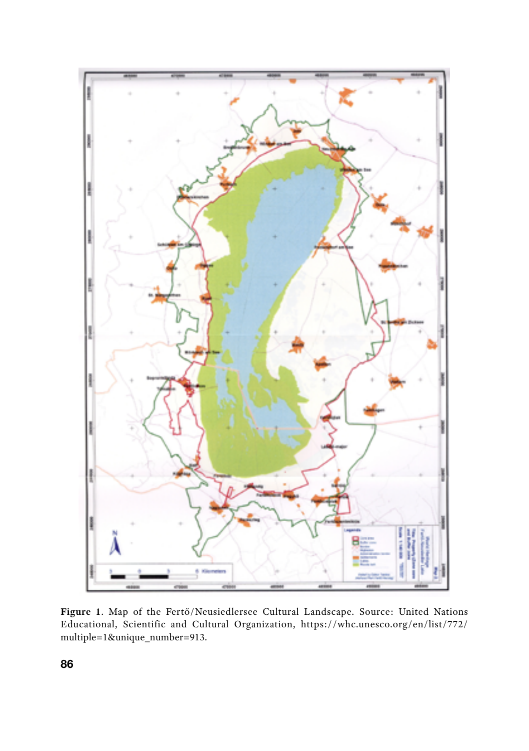**Figure 1**. Map of the Fertő/Neusiedlersee Cultural Landscape. Source: United Nations Educational, Scientific and Cultural Organization, https://whc.unesco.org/en/list/772/multiple=1&unique_number=913.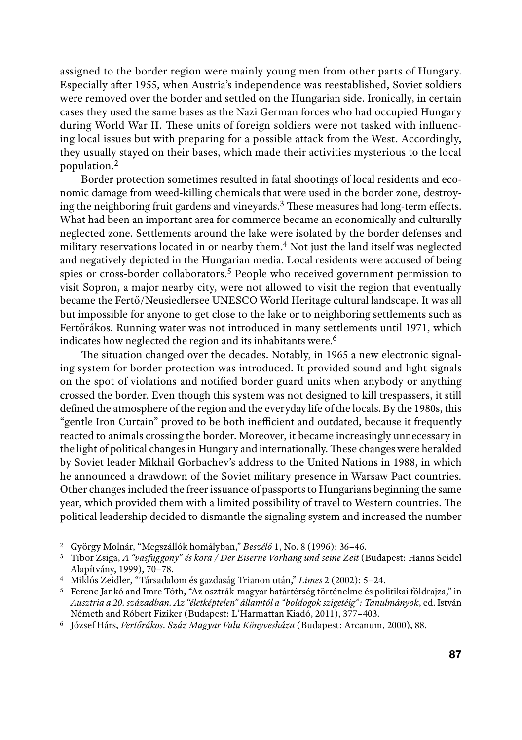assigned to the border region were mainly young men from other parts of Hungary. Especially after 1955, when Austria's independence was reestablished, Soviet soldiers were removed over the border and settled on the Hungarian side. Ironically, in certain cases they used the same bases as the Nazi German forces who had occupied Hungary during World War II. These units of foreign soldiers were not tasked with influencing local issues but with preparing for a possible attack from the West. Accordingly, they usually stayed on their bases, which made their activities mysterious to the local population.[2]

Border protection sometimes resulted in fatal shootings of local residents and economic damage from weed-killing chemicals that were used in the border zone, destroying the neighboring fruit gardens and vineyards.[3] These measures had long-term effects. What had been an important area for commerce became an economically and culturally neglected zone. Settlements around the lake were isolated by the border defenses and military reservations located in or nearby them.[4] Not just the land itself was neglected and negatively depicted in the Hungarian media. Local residents were accused of being spies or cross-border collaborators.[5] People who received government permission to visit Sopron, a major nearby city, were not allowed to visit the region that eventually became the Fertő/Neusiedlersee UNESCO World Heritage cultural landscape. It was all but impossible for anyone to get close to the lake or to neighboring settlements such as Fertőrákos. Running water was not introduced in many settlements until 1971, which indicates how neglected the region and its inhabitants were.[6]

The situation changed over the decades. Notably, in 1965 a new electronic signaling system for border protection was introduced. It provided sound and light signals on the spot of violations and notified border guard units when anybody or anything crossed the border. Even though this system was not designed to kill trespassers, it still defined the atmosphere of the region and the everyday life of the locals. By the 1980s, this "gentle Iron Curtain" proved to be both inefficient and outdated, because it frequently reacted to animals crossing the border. Moreover, it became increasingly unnecessary in the light of political changes in Hungary and internationally. These changes were heralded by Soviet leader Mikhail Gorbachev's address to the United Nations in 1988, in which he announced a drawdown of the Soviet military presence in Warsaw Pact countries. Other changes included the freer issuance of passports to Hungarians beginning the same year, which provided them with a limited possibility of travel to Western countries. The political leadership decided to dismantle the signaling system and increased the number

---

[2] György Molnár, "Megszállók homályban," *Beszélő* 1, No. 8 (1996): 36–46.

[3] Tibor Zsiga, *A "vasfüggöny" és kora / Der Eiserne Vorhang und seine Zeit* (Budapest: Hanns Seidel Alapítvány, 1999), 70–78.

[4] Miklós Zeidler, "Társadalom és gazdaság Trianon után," *Limes* 2 (2002): 5–24.

[5] Ferenc Jankó and Imre Tóth, "Az osztrák-magyar határtérség történelme és politikai földrajza," in *Ausztria a 20. században. Az "életképtelen" államtól a "boldogok szigetéig": Tanulmányok*, ed. István Németh and Róbert Fiziker (Budapest: L'Harmattan Kiadó, 2011), 377–403.

[6] József Hárs, *Fertőrákos. Száz Magyar Falu Könyvesháza* (Budapest: Arcanum, 2000), 88.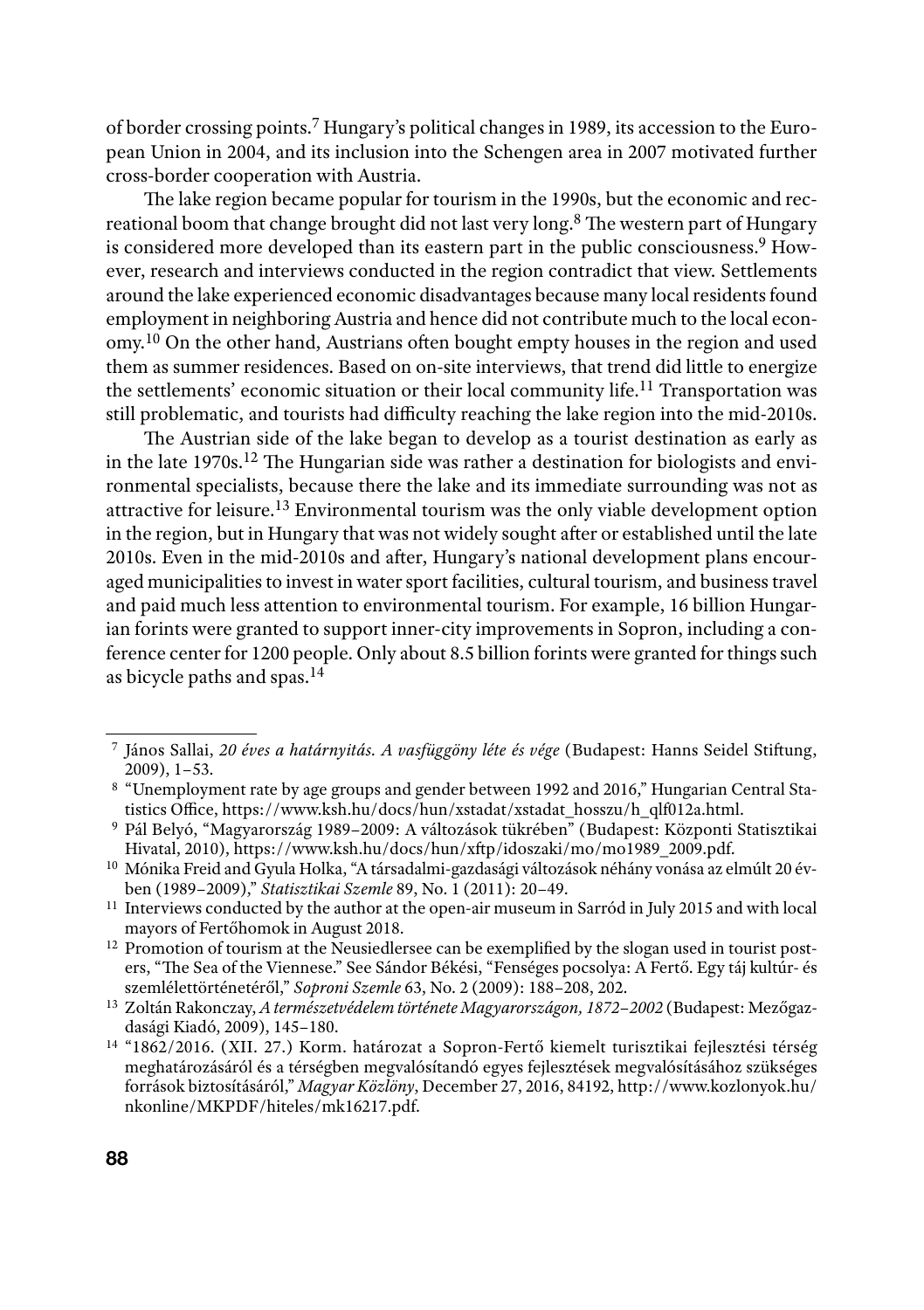of border crossing points.[7] Hungary's political changes in 1989, its accession to the European Union in 2004, and its inclusion into the Schengen area in 2007 motivated further cross-border cooperation with Austria.

The lake region became popular for tourism in the 1990s, but the economic and recreational boom that change brought did not last very long.[8] The western part of Hungary is considered more developed than its eastern part in the public consciousness.[9] However, research and interviews conducted in the region contradict that view. Settlements around the lake experienced economic disadvantages because many local residents found employment in neighboring Austria and hence did not contribute much to the local economy.[10] On the other hand, Austrians often bought empty houses in the region and used them as summer residences. Based on on-site interviews, that trend did little to energize the settlements' economic situation or their local community life.[11] Transportation was still problematic, and tourists had difficulty reaching the lake region into the mid-2010s.

The Austrian side of the lake began to develop as a tourist destination as early as in the late 1970s.[12] The Hungarian side was rather a destination for biologists and environmental specialists, because there the lake and its immediate surrounding was not as attractive for leisure.[13] Environmental tourism was the only viable development option in the region, but in Hungary that was not widely sought after or established until the late 2010s. Even in the mid-2010s and after, Hungary's national development plans encouraged municipalities to invest in water sport facilities, cultural tourism, and business travel and paid much less attention to environmental tourism. For example, 16 billion Hungarian forints were granted to support inner-city improvements in Sopron, including a conference center for 1200 people. Only about 8.5 billion forints were granted for things such as bicycle paths and spas.[14]

---

[7] János Sallai, *20 éves a határnyitás. A vasfüggöny léte és vége* (Budapest: Hanns Seidel Stiftung, 2009), 1–53.

[8] "Unemployment rate by age groups and gender between 1992 and 2016," Hungarian Central Statistics Office, https://www.ksh.hu/docs/hun/xstadat/xstadat_hosszu/h_qlf012a.html.

[9] Pál Belyó, "Magyarország 1989–2009: A változások tükrében" (Budapest: Központi Statisztikai Hivatal, 2010), https://www.ksh.hu/docs/hun/xftp/idoszaki/mo/mo1989_2009.pdf.

[10] Mónika Freid and Gyula Holka, "A társadalmi-gazdasági változások néhány vonása az elmúlt 20 évben (1989–2009)," *Statisztikai Szemle* 89, No. 1 (2011): 20–49.

[11] Interviews conducted by the author at the open-air museum in Sarród in July 2015 and with local mayors of Fertőhomok in August 2018.

[12] Promotion of tourism at the Neusiedlersee can be exemplified by the slogan used in tourist posters, "The Sea of the Viennese." See Sándor Békési, "Fenséges pocsolya: A Fertő. Egy táj kultúr- és szemlélettörténetéről," *Soproni Szemle* 63, No. 2 (2009): 188–208, 202.

[13] Zoltán Rakonczay, *A természetvédelem története Magyarországon, 1872–2002* (Budapest: Mezőgazdasági Kiadó, 2009), 145–180.

[14] "1862/2016. (XII. 27.) Korm. határozat a Sopron-Fertő kiemelt turisztikai fejlesztési térség meghatározásáról és a térségben megvalósítandó egyes fejlesztések megvalósításához szükséges források biztosításáról," *Magyar Közlöny*, December 27, 2016, 84192, http://www.kozlonyok.hu/nkonline/MKPDF/hiteles/mk16217.pdf.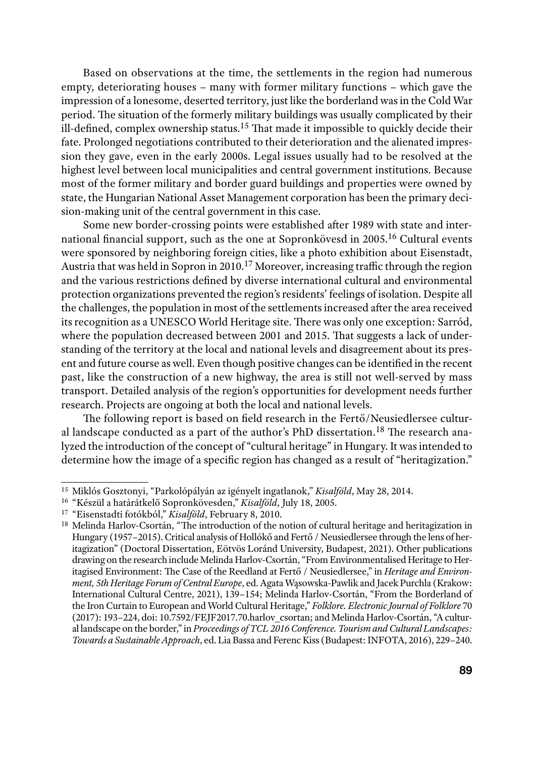Based on observations at the time, the settlements in the region had numerous empty, deteriorating houses – many with former military functions – which gave the impression of a lonesome, deserted territory, just like the borderland was in the Cold War period. The situation of the formerly military buildings was usually complicated by their ill-defined, complex ownership status.[15] That made it impossible to quickly decide their fate. Prolonged negotiations contributed to their deterioration and the alienated impression they gave, even in the early 2000s. Legal issues usually had to be resolved at the highest level between local municipalities and central government institutions. Because most of the former military and border guard buildings and properties were owned by state, the Hungarian National Asset Management corporation has been the primary decision-making unit of the central government in this case.

Some new border-crossing points were established after 1989 with state and international financial support, such as the one at Sopronkövesd in 2005.[16] Cultural events were sponsored by neighboring foreign cities, like a photo exhibition about Eisenstadt, Austria that was held in Sopron in 2010.[17] Moreover, increasing traffic through the region and the various restrictions defined by diverse international cultural and environmental protection organizations prevented the region's residents' feelings of isolation. Despite all the challenges, the population in most of the settlements increased after the area received its recognition as a UNESCO World Heritage site. There was only one exception: Sarród, where the population decreased between 2001 and 2015. That suggests a lack of understanding of the territory at the local and national levels and disagreement about its present and future course as well. Even though positive changes can be identified in the recent past, like the construction of a new highway, the area is still not well-served by mass transport. Detailed analysis of the region's opportunities for development needs further research. Projects are ongoing at both the local and national levels.

The following report is based on field research in the Fertő/Neusiedlersee cultural landscape conducted as a part of the author's PhD dissertation.[18] The research analyzed the introduction of the concept of "cultural heritage" in Hungary. It was intended to determine how the image of a specific region has changed as a result of "heritagization."

---

[15] Miklós Gosztonyi, "Parkolópályán az igényelt ingatlanok," *Kisalföld*, May 28, 2014.

[16] "Készül a határátkelő Sopronkövesden," *Kisalföld*, July 18, 2005.

[17] "Eisenstadti fotókból," *Kisalföld*, February 8, 2010.

[18] Melinda Harlov-Csortán, "The introduction of the notion of cultural heritage and heritagization in Hungary (1957–2015). Critical analysis of Hollókő and Fertő / Neusiedlersee through the lens of heritagization" (Doctoral Dissertation, Eötvös Loránd University, Budapest, 2021). Other publications drawing on the research include Melinda Harlov-Csortán, "From Environmentalised Heritage to Heritagised Environment: The Case of the Reedland at Fertő / Neusiedlersee," in *Heritage and Environment, 5th Heritage Forum of Central Europe*, ed. Agata Wąsowska-Pawlik and Jacek Purchla (Krakow: International Cultural Centre, 2021), 139–154; Melinda Harlov-Csortán, "From the Borderland of the Iron Curtain to European and World Cultural Heritage," *Folklore. Electronic Journal of Folklore* 70 (2017): 193–224, doi: 10.7592/FEJF2017.70.harlov_csortan; and Melinda Harlov-Csortán, "A cultural landscape on the border," in *Proceedings of TCL 2016 Conference. Tourism and Cultural Landscapes: Towards a Sustainable Approach*, ed. Lia Bassa and Ferenc Kiss (Budapest: INFOTA, 2016), 229–240.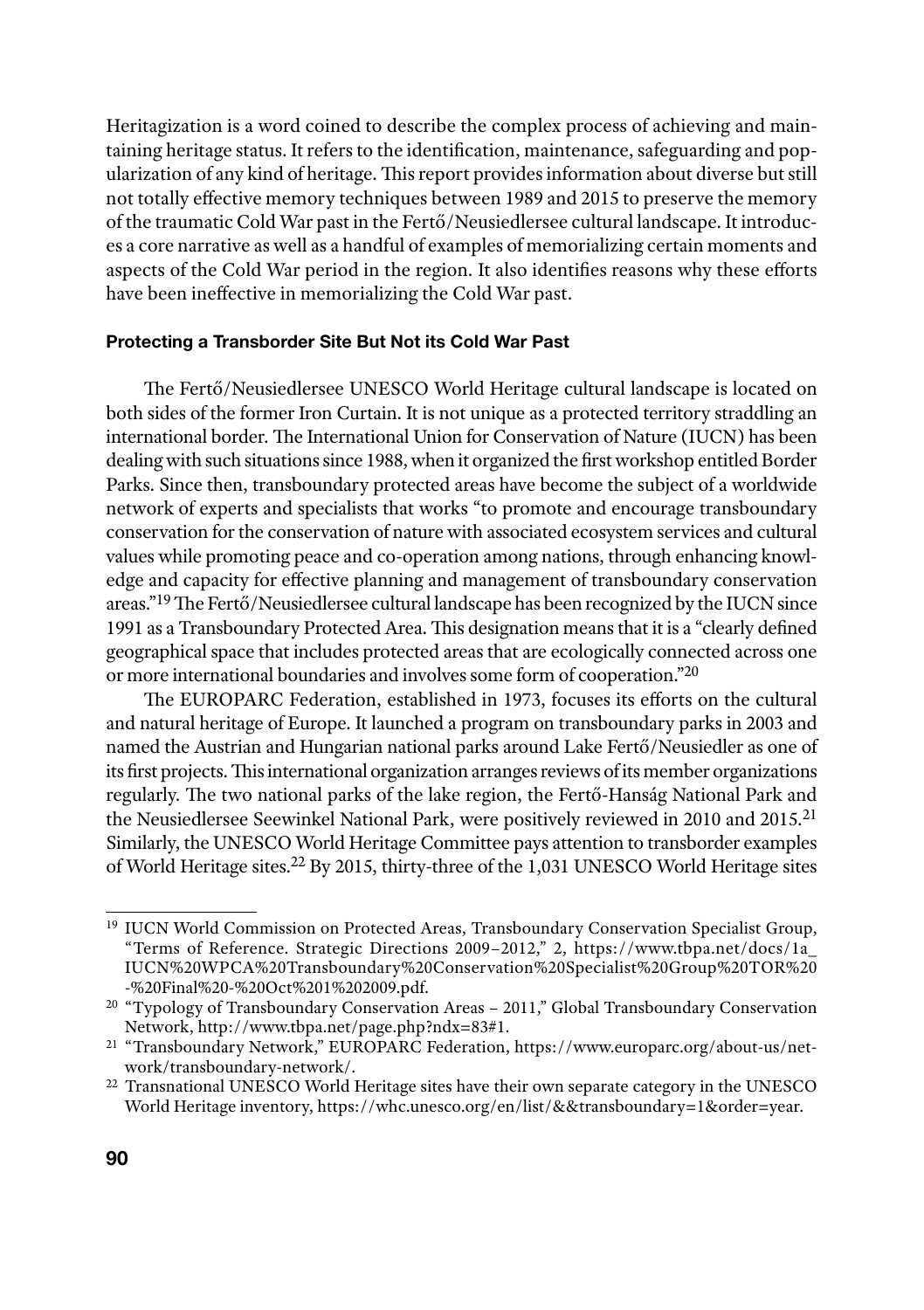Heritagization is a word coined to describe the complex process of achieving and maintaining heritage status. It refers to the identification, maintenance, safeguarding and popularization of any kind of heritage. This report provides information about diverse but still not totally effective memory techniques between 1989 and 2015 to preserve the memory of the traumatic Cold War past in the Fertő/Neusiedlersee cultural landscape. It introduces a core narrative as well as a handful of examples of memorializing certain moments and aspects of the Cold War period in the region. It also identifies reasons why these efforts have been ineffective in memorializing the Cold War past.

### Protecting a Transborder Site But Not its Cold War Past

The Fertő/Neusiedlersee UNESCO World Heritage cultural landscape is located on both sides of the former Iron Curtain. It is not unique as a protected territory straddling an international border. The International Union for Conservation of Nature (IUCN) has been dealing with such situations since 1988, when it organized the first workshop entitled Border Parks. Since then, transboundary protected areas have become the subject of a worldwide network of experts and specialists that works "to promote and encourage transboundary conservation for the conservation of nature with associated ecosystem services and cultural values while promoting peace and co-operation among nations, through enhancing knowledge and capacity for effective planning and management of transboundary conservation areas."[19] The Fertő/Neusiedlersee cultural landscape has been recognized by the IUCN since 1991 as a Transboundary Protected Area. This designation means that it is a "clearly defined geographical space that includes protected areas that are ecologically connected across one or more international boundaries and involves some form of cooperation."[20]

The EUROPARC Federation, established in 1973, focuses its efforts on the cultural and natural heritage of Europe. It launched a program on transboundary parks in 2003 and named the Austrian and Hungarian national parks around Lake Fertő/Neusiedler as one of its first projects. This international organization arranges reviews of its member organizations regularly. The two national parks of the lake region, the Fertő-Hanság National Park and the Neusiedlersee Seewinkel National Park, were positively reviewed in 2010 and 2015.[21] Similarly, the UNESCO World Heritage Committee pays attention to transborder examples of World Heritage sites.[22] By 2015, thirty-three of the 1,031 UNESCO World Heritage sites

---

[19] IUCN World Commission on Protected Areas, Transboundary Conservation Specialist Group, "Terms of Reference. Strategic Directions 2009–2012," 2, https://www.tbpa.net/docs/1a_IUCN%20WPCA%20Transboundary%20Conservation%20Specialist%20Group%20TOR%20-%20Final%20-%20Oct%201%202009.pdf.

[20] "Typology of Transboundary Conservation Areas – 2011," Global Transboundary Conservation Network, http://www.tbpa.net/page.php?ndx=83#1.

[21] "Transboundary Network," EUROPARC Federation, https://www.europarc.org/about-us/network/transboundary-network/.

[22] Transnational UNESCO World Heritage sites have their own separate category in the UNESCO World Heritage inventory, https://whc.unesco.org/en/list/&&transboundary=1&order=year.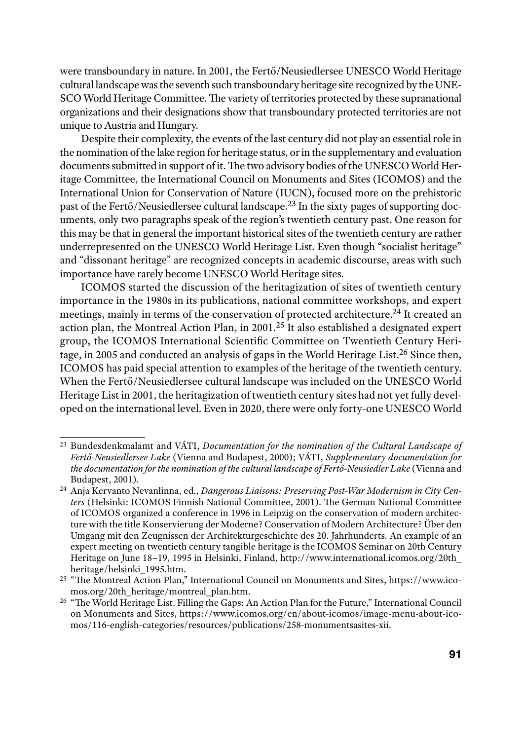were transboundary in nature. In 2001, the Fertő/Neusiedlersee UNESCO World Heritage cultural landscape was the seventh such transboundary heritage site recognized by the UNESCO World Heritage Committee. The variety of territories protected by these supranational organizations and their designations show that transboundary protected territories are not unique to Austria and Hungary.

Despite their complexity, the events of the last century did not play an essential role in the nomination of the lake region for heritage status, or in the supplementary and evaluation documents submitted in support of it. The two advisory bodies of the UNESCO World Heritage Committee, the International Council on Monuments and Sites (ICOMOS) and the International Union for Conservation of Nature (IUCN), focused more on the prehistoric past of the Fertő/Neusiedlersee cultural landscape.[23] In the sixty pages of supporting documents, only two paragraphs speak of the region's twentieth century past. One reason for this may be that in general the important historical sites of the twentieth century are rather underrepresented on the UNESCO World Heritage List. Even though "socialist heritage" and "dissonant heritage" are recognized concepts in academic discourse, areas with such importance have rarely become UNESCO World Heritage sites.

ICOMOS started the discussion of the heritagization of sites of twentieth century importance in the 1980s in its publications, national committee workshops, and expert meetings, mainly in terms of the conservation of protected architecture.[24] It created an action plan, the Montreal Action Plan, in 2001.[25] It also established a designated expert group, the ICOMOS International Scientific Committee on Twentieth Century Heritage, in 2005 and conducted an analysis of gaps in the World Heritage List.[26] Since then, ICOMOS has paid special attention to examples of the heritage of the twentieth century. When the Fertő/Neusiedlersee cultural landscape was included on the UNESCO World Heritage List in 2001, the heritagization of twentieth century sites had not yet fully developed on the international level. Even in 2020, there were only forty-one UNESCO World

---

[23] Bundesdenkmalamt and VÁTI, *Documentation for the nomination of the Cultural Landscape of Fertő-Neusiedlersee Lake* (Vienna and Budapest, 2000); VÁTI, *Supplementary documentation for the documentation for the nomination of the cultural landscape of Fertő-Neusiedler Lake* (Vienna and Budapest, 2001).

[24] Anja Kervanto Nevanlinna, ed., *Dangerous Liaisons: Preserving Post-War Modernism in City Centers* (Helsinki: ICOMOS Finnish National Committee, 2001). The German National Committee of ICOMOS organized a conference in 1996 in Leipzig on the conservation of modern architecture with the title Konservierung der Moderne? Conservation of Modern Architecture? Über den Umgang mit den Zeugnissen der Architekturgeschichte des 20. Jahrhunderts. An example of an expert meeting on twentieth century tangible heritage is the ICOMOS Seminar on 20th Century Heritage on June 18–19, 1995 in Helsinki, Finland, http://www.international.icomos.org/20th_heritage/helsinki_1995.htm.

[25] "The Montreal Action Plan," International Council on Monuments and Sites, https://www.icomos.org/20th_heritage/montreal_plan.htm.

[26] "The World Heritage List. Filling the Gaps: An Action Plan for the Future," International Council on Monuments and Sites, https://www.icomos.org/en/about-icomos/image-menu-about-icomos/116-english-categories/resources/publications/258-monumentsasites-xii.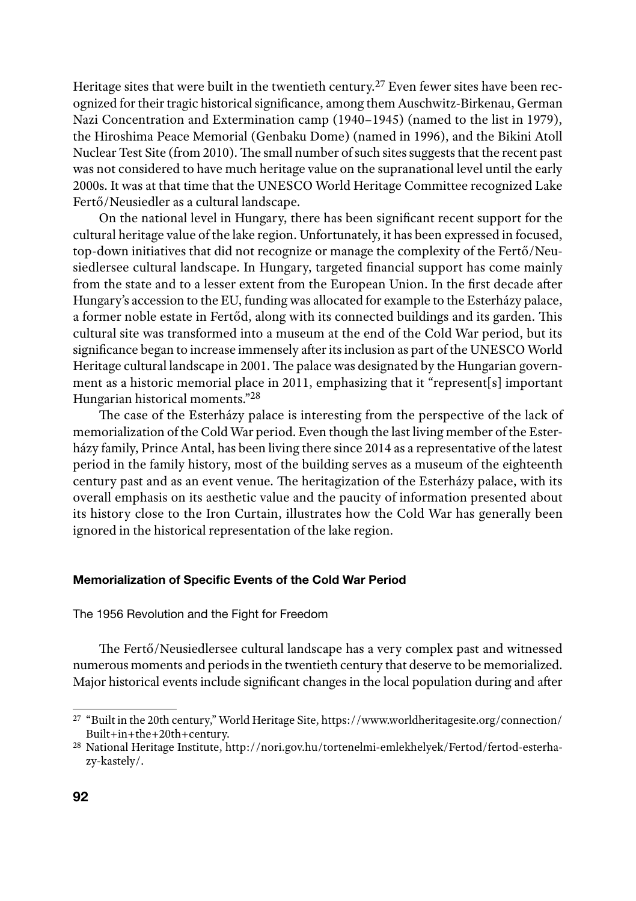Heritage sites that were built in the twentieth century.[27] Even fewer sites have been recognized for their tragic historical significance, among them Auschwitz-Birkenau, German Nazi Concentration and Extermination camp (1940–1945) (named to the list in 1979), the Hiroshima Peace Memorial (Genbaku Dome) (named in 1996), and the Bikini Atoll Nuclear Test Site (from 2010). The small number of such sites suggests that the recent past was not considered to have much heritage value on the supranational level until the early 2000s. It was at that time that the UNESCO World Heritage Committee recognized Lake Fertő/Neusiedler as a cultural landscape.

On the national level in Hungary, there has been significant recent support for the cultural heritage value of the lake region. Unfortunately, it has been expressed in focused, top-down initiatives that did not recognize or manage the complexity of the Fertő/Neusiedlersee cultural landscape. In Hungary, targeted financial support has come mainly from the state and to a lesser extent from the European Union. In the first decade after Hungary's accession to the EU, funding was allocated for example to the Esterházy palace, a former noble estate in Fertőd, along with its connected buildings and its garden. This cultural site was transformed into a museum at the end of the Cold War period, but its significance began to increase immensely after its inclusion as part of the UNESCO World Heritage cultural landscape in 2001. The palace was designated by the Hungarian government as a historic memorial place in 2011, emphasizing that it "represent[s] important Hungarian historical moments."[28]

The case of the Esterházy palace is interesting from the perspective of the lack of memorialization of the Cold War period. Even though the last living member of the Esterházy family, Prince Antal, has been living there since 2014 as a representative of the latest period in the family history, most of the building serves as a museum of the eighteenth century past and as an event venue. The heritagization of the Esterházy palace, with its overall emphasis on its aesthetic value and the paucity of information presented about its history close to the Iron Curtain, illustrates how the Cold War has generally been ignored in the historical representation of the lake region.

## Memorialization of Specific Events of the Cold War Period

### The 1956 Revolution and the Fight for Freedom

The Fertő/Neusiedlersee cultural landscape has a very complex past and witnessed numerous moments and periods in the twentieth century that deserve to be memorialized. Major historical events include significant changes in the local population during and after

---

[27] "Built in the 20th century," World Heritage Site, https://www.worldheritagesite.org/connection/Built+in+the+20th+century.

[28] National Heritage Institute, http://nori.gov.hu/tortenelmi-emlekhelyek/Fertod/fertod-esterhazy-kastely/.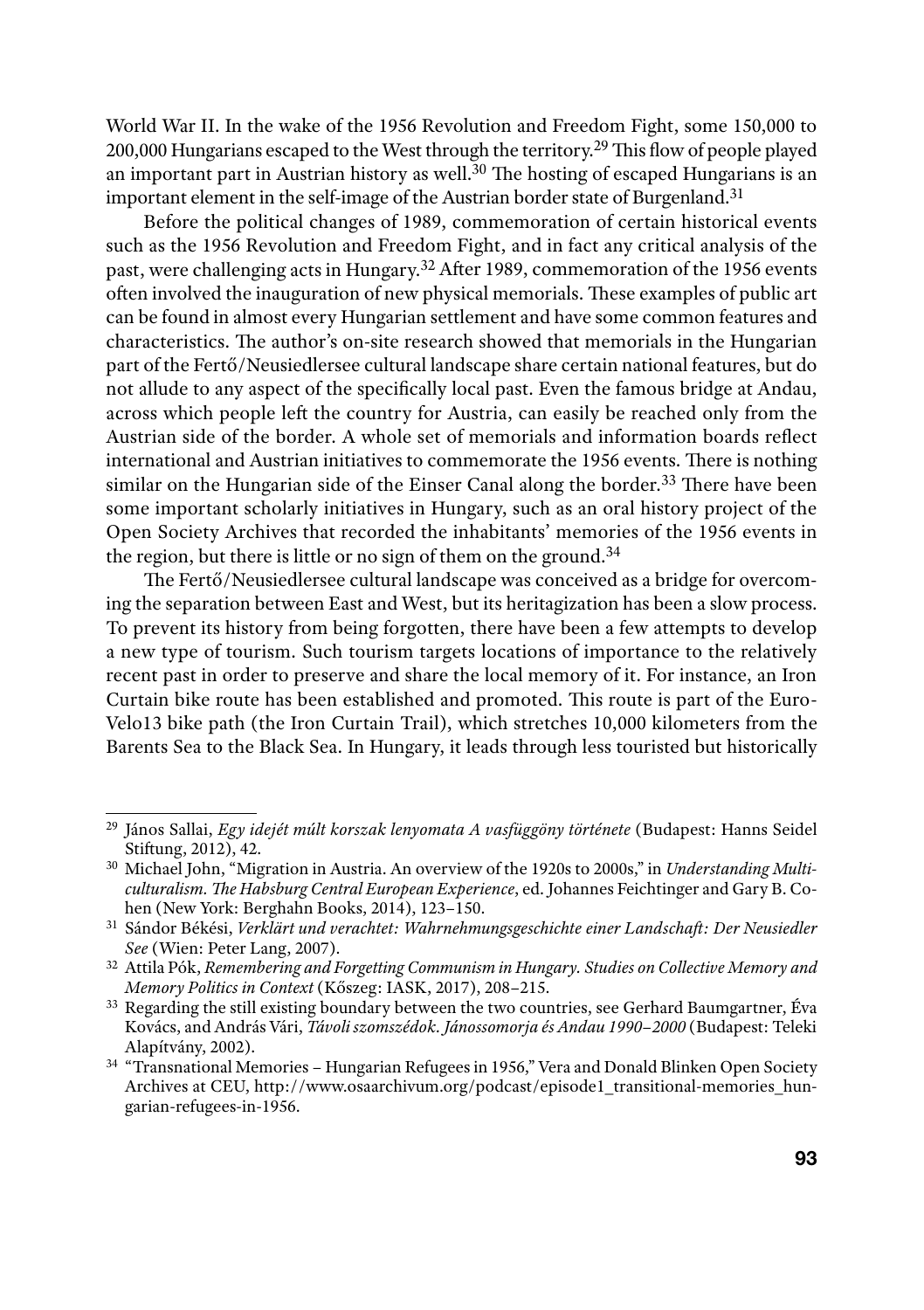World War II. In the wake of the 1956 Revolution and Freedom Fight, some 150,000 to 200,000 Hungarians escaped to the West through the territory.[29] This flow of people played an important part in Austrian history as well.[30] The hosting of escaped Hungarians is an important element in the self-image of the Austrian border state of Burgenland.[31]

Before the political changes of 1989, commemoration of certain historical events such as the 1956 Revolution and Freedom Fight, and in fact any critical analysis of the past, were challenging acts in Hungary.[32] After 1989, commemoration of the 1956 events often involved the inauguration of new physical memorials. These examples of public art can be found in almost every Hungarian settlement and have some common features and characteristics. The author's on-site research showed that memorials in the Hungarian part of the Fertő/Neusiedlersee cultural landscape share certain national features, but do not allude to any aspect of the specifically local past. Even the famous bridge at Andau, across which people left the country for Austria, can easily be reached only from the Austrian side of the border. A whole set of memorials and information boards reflect international and Austrian initiatives to commemorate the 1956 events. There is nothing similar on the Hungarian side of the Einser Canal along the border.[33] There have been some important scholarly initiatives in Hungary, such as an oral history project of the Open Society Archives that recorded the inhabitants' memories of the 1956 events in the region, but there is little or no sign of them on the ground.[34]

The Fertő/Neusiedlersee cultural landscape was conceived as a bridge for overcoming the separation between East and West, but its heritagization has been a slow process. To prevent its history from being forgotten, there have been a few attempts to develop a new type of tourism. Such tourism targets locations of importance to the relatively recent past in order to preserve and share the local memory of it. For instance, an Iron Curtain bike route has been established and promoted. This route is part of the EuroVelo13 bike path (the Iron Curtain Trail), which stretches 10,000 kilometers from the Barents Sea to the Black Sea. In Hungary, it leads through less touristed but historically

---

[29] János Sallai, *Egy idejét múlt korszak lenyomata A vasfüggöny története* (Budapest: Hanns Seidel Stiftung, 2012), 42.

[30] Michael John, "Migration in Austria. An overview of the 1920s to 2000s," in *Understanding Multiculturalism. The Habsburg Central European Experience*, ed. Johannes Feichtinger and Gary B. Cohen (New York: Berghahn Books, 2014), 123–150.

[31] Sándor Békési, *Verklärt und verachtet: Wahrnehmungsgeschichte einer Landschaft: Der Neusiedler See* (Wien: Peter Lang, 2007).

[32] Attila Pók, *Remembering and Forgetting Communism in Hungary. Studies on Collective Memory and Memory Politics in Context* (Kőszeg: IASK, 2017), 208–215.

[33] Regarding the still existing boundary between the two countries, see Gerhard Baumgartner, Éva Kovács, and András Vári, *Távoli szomszédok. Jánossomorja és Andau 1990–2000* (Budapest: Teleki Alapítvány, 2002).

[34] "Transnational Memories – Hungarian Refugees in 1956," Vera and Donald Blinken Open Society Archives at CEU, http://www.osaarchivum.org/podcast/episode1_transitional-memories_hungarian-refugees-in-1956.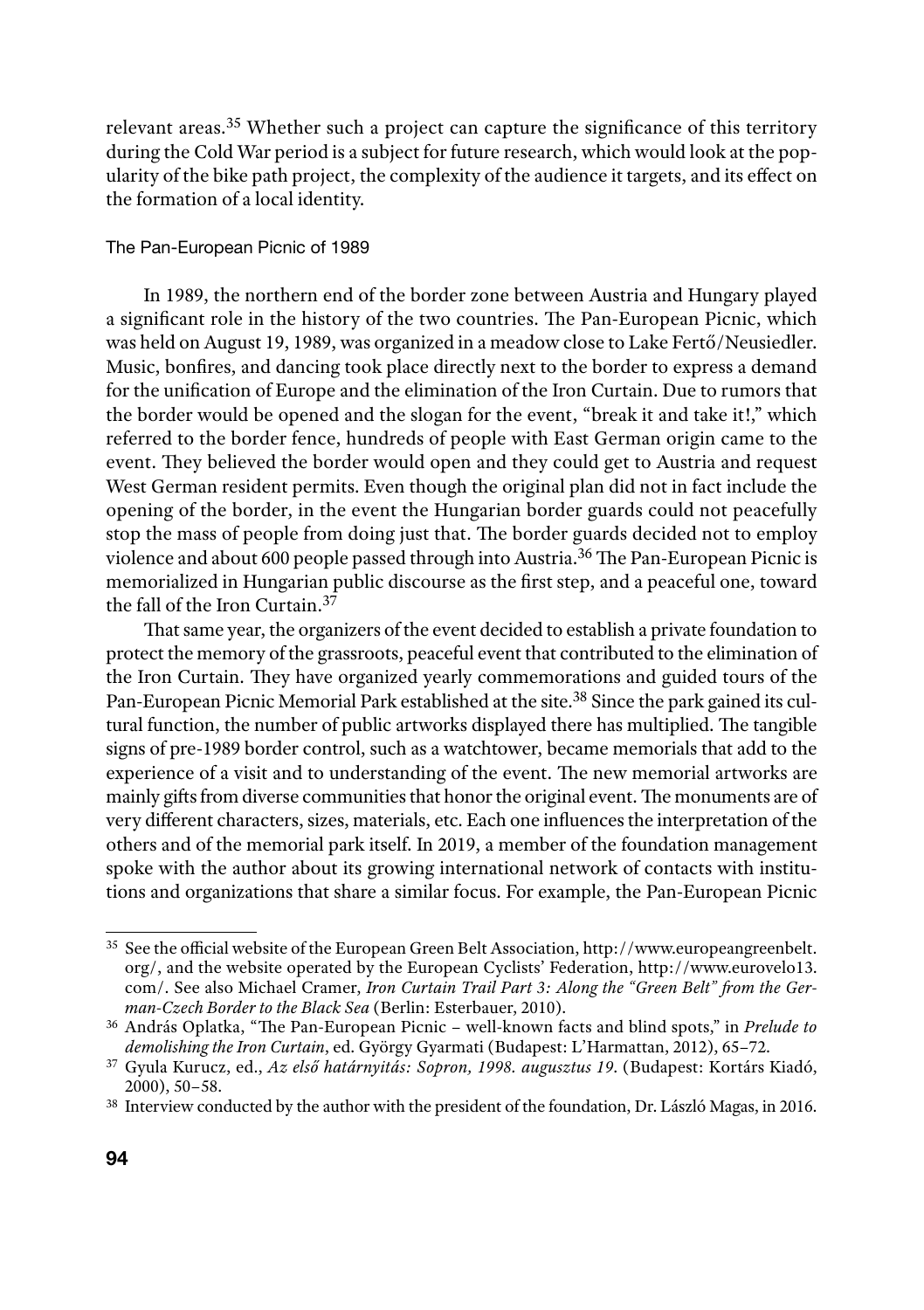relevant areas.[35] Whether such a project can capture the significance of this territory during the Cold War period is a subject for future research, which would look at the popularity of the bike path project, the complexity of the audience it targets, and its effect on the formation of a local identity.

### The Pan-European Picnic of 1989

In 1989, the northern end of the border zone between Austria and Hungary played a significant role in the history of the two countries. The Pan-European Picnic, which was held on August 19, 1989, was organized in a meadow close to Lake Fertő/Neusiedler. Music, bonfires, and dancing took place directly next to the border to express a demand for the unification of Europe and the elimination of the Iron Curtain. Due to rumors that the border would be opened and the slogan for the event, "break it and take it!," which referred to the border fence, hundreds of people with East German origin came to the event. They believed the border would open and they could get to Austria and request West German resident permits. Even though the original plan did not in fact include the opening of the border, in the event the Hungarian border guards could not peacefully stop the mass of people from doing just that. The border guards decided not to employ violence and about 600 people passed through into Austria.[36] The Pan-European Picnic is memorialized in Hungarian public discourse as the first step, and a peaceful one, toward the fall of the Iron Curtain.[37]

That same year, the organizers of the event decided to establish a private foundation to protect the memory of the grassroots, peaceful event that contributed to the elimination of the Iron Curtain. They have organized yearly commemorations and guided tours of the Pan-European Picnic Memorial Park established at the site.[38] Since the park gained its cultural function, the number of public artworks displayed there has multiplied. The tangible signs of pre-1989 border control, such as a watchtower, became memorials that add to the experience of a visit and to understanding of the event. The new memorial artworks are mainly gifts from diverse communities that honor the original event. The monuments are of very different characters, sizes, materials, etc. Each one influences the interpretation of the others and of the memorial park itself. In 2019, a member of the foundation management spoke with the author about its growing international network of contacts with institutions and organizations that share a similar focus. For example, the Pan-European Picnic

---

[35] See the official website of the European Green Belt Association, http://www.europeangreenbelt.org/, and the website operated by the European Cyclists' Federation, http://www.eurovelo13.com/. See also Michael Cramer, *Iron Curtain Trail Part 3: Along the "Green Belt" from the German-Czech Border to the Black Sea* (Berlin: Esterbauer, 2010).

[36] András Oplatka, "The Pan-European Picnic – well-known facts and blind spots," in *Prelude to demolishing the Iron Curtain*, ed. György Gyarmati (Budapest: L'Harmattan, 2012), 65–72.

[37] Gyula Kurucz, ed., *Az első határnyitás: Sopron, 1998. augusztus 19.* (Budapest: Kortárs Kiadó, 2000), 50–58.

[38] Interview conducted by the author with the president of the foundation, Dr. László Magas, in 2016.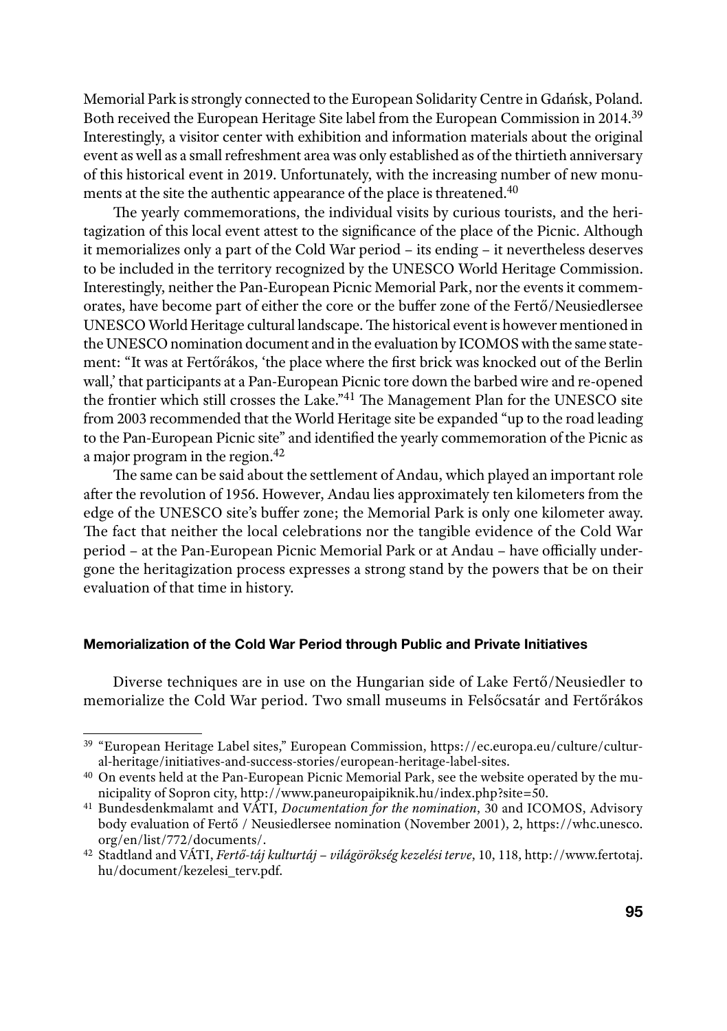Memorial Park is strongly connected to the European Solidarity Centre in Gdańsk, Poland. Both received the European Heritage Site label from the European Commission in 2014.[39] Interestingly, a visitor center with exhibition and information materials about the original event as well as a small refreshment area was only established as of the thirtieth anniversary of this historical event in 2019. Unfortunately, with the increasing number of new monuments at the site the authentic appearance of the place is threatened.[40]

The yearly commemorations, the individual visits by curious tourists, and the heritagization of this local event attest to the significance of the place of the Picnic. Although it memorializes only a part of the Cold War period – its ending – it nevertheless deserves to be included in the territory recognized by the UNESCO World Heritage Commission. Interestingly, neither the Pan-European Picnic Memorial Park, nor the events it commemorates, have become part of either the core or the buffer zone of the Fertő/Neusiedlersee UNESCO World Heritage cultural landscape. The historical event is however mentioned in the UNESCO nomination document and in the evaluation by ICOMOS with the same statement: "It was at Fertőrákos, 'the place where the first brick was knocked out of the Berlin wall,' that participants at a Pan-European Picnic tore down the barbed wire and re-opened the frontier which still crosses the Lake."[41] The Management Plan for the UNESCO site from 2003 recommended that the World Heritage site be expanded "up to the road leading to the Pan-European Picnic site" and identified the yearly commemoration of the Picnic as a major program in the region.[42]

The same can be said about the settlement of Andau, which played an important role after the revolution of 1956. However, Andau lies approximately ten kilometers from the edge of the UNESCO site's buffer zone; the Memorial Park is only one kilometer away. The fact that neither the local celebrations nor the tangible evidence of the Cold War period – at the Pan-European Picnic Memorial Park or at Andau – have officially undergone the heritagization process expresses a strong stand by the powers that be on their evaluation of that time in history.

#### Memorialization of the Cold War Period through Public and Private Initiatives

Diverse techniques are in use on the Hungarian side of Lake Fertő/Neusiedler to memorialize the Cold War period. Two small museums in Felsőcsatár and Fertőrákos

---

[39] "European Heritage Label sites," European Commission, https://ec.europa.eu/culture/cultural-heritage/initiatives-and-success-stories/european-heritage-label-sites.

[40] On events held at the Pan-European Picnic Memorial Park, see the website operated by the municipality of Sopron city, http://www.paneuropaipiknik.hu/index.php?site=50.

[41] Bundesdenkmalamt and VÁTI, *Documentation for the nomination*, 30 and ICOMOS, Advisory body evaluation of Fertő / Neusiedlersee nomination (November 2001), 2, https://whc.unesco.org/en/list/772/documents/.

[42] Stadtland and VÁTI, *Fertő-táj kulturtáj – világörökség kezelési terve*, 10, 118, http://www.fertotaj.hu/document/kezelesi_terv.pdf.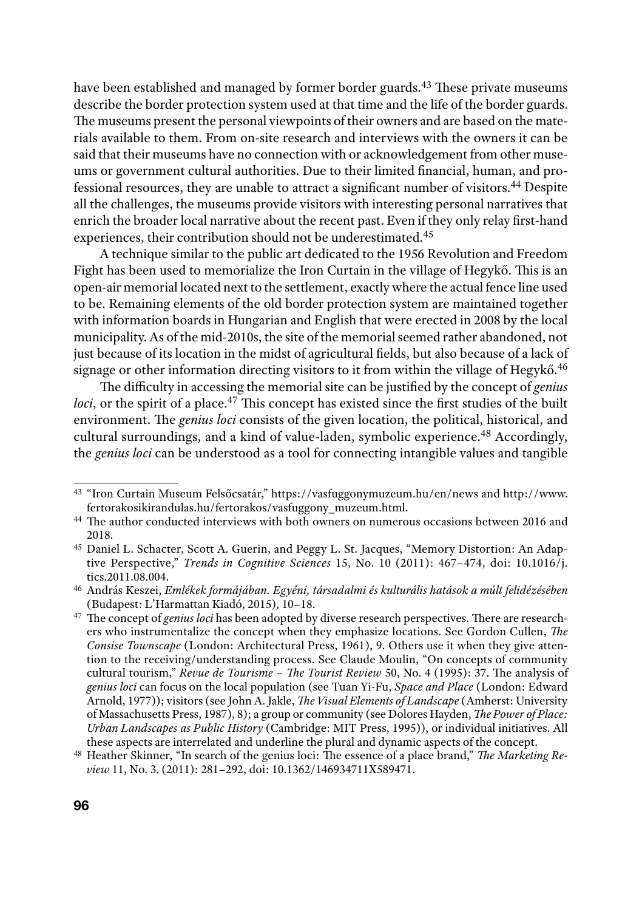have been established and managed by former border guards.[43] These private museums describe the border protection system used at that time and the life of the border guards. The museums present the personal viewpoints of their owners and are based on the materials available to them. From on-site research and interviews with the owners it can be said that their museums have no connection with or acknowledgement from other museums or government cultural authorities. Due to their limited financial, human, and professional resources, they are unable to attract a significant number of visitors.[44] Despite all the challenges, the museums provide visitors with interesting personal narratives that enrich the broader local narrative about the recent past. Even if they only relay first-hand experiences, their contribution should not be underestimated.[45]

A technique similar to the public art dedicated to the 1956 Revolution and Freedom Fight has been used to memorialize the Iron Curtain in the village of Hegykő. This is an open-air memorial located next to the settlement, exactly where the actual fence line used to be. Remaining elements of the old border protection system are maintained together with information boards in Hungarian and English that were erected in 2008 by the local municipality. As of the mid-2010s, the site of the memorial seemed rather abandoned, not just because of its location in the midst of agricultural fields, but also because of a lack of signage or other information directing visitors to it from within the village of Hegykő.[46]

The difficulty in accessing the memorial site can be justified by the concept of *genius loci*, or the spirit of a place.[47] This concept has existed since the first studies of the built environment. The *genius loci* consists of the given location, the political, historical, and cultural surroundings, and a kind of value-laden, symbolic experience.[48] Accordingly, the *genius loci* can be understood as a tool for connecting intangible values and tangible

---

[43] "Iron Curtain Museum Felsőcsatár," https://vasfuggonymuzeum.hu/en/news and http://www.fertorakosikirandulas.hu/fertorakos/vasfuggony_muzeum.html.

[44] The author conducted interviews with both owners on numerous occasions between 2016 and 2018.

[45] Daniel L. Schacter, Scott A. Guerin, and Peggy L. St. Jacques, "Memory Distortion: An Adaptive Perspective," *Trends in Cognitive Sciences* 15, No. 10 (2011): 467–474, doi: 10.1016/j.tics.2011.08.004.

[46] András Keszei, *Emlékek formájában. Egyéni, társadalmi és kulturális hatások a múlt felidézésében* (Budapest: L'Harmattan Kiadó, 2015), 10–18.

[47] The concept of *genius loci* has been adopted by diverse research perspectives. There are researchers who instrumentalize the concept when they emphasize locations. See Gordon Cullen, *The Consise Townscape* (London: Architectural Press, 1961), 9. Others use it when they give attention to the receiving/understanding process. See Claude Moulin, "On concepts of community cultural tourism," *Revue de Tourisme – The Tourist Review* 50, No. 4 (1995): 37. The analysis of *genius loci* can focus on the local population (see Tuan Yi-Fu, *Space and Place* (London: Edward Arnold, 1977)); visitors (see John A. Jakle, *The Visual Elements of Landscape* (Amherst: University of Massachusetts Press, 1987), 8); a group or community (see Dolores Hayden, *The Power of Place: Urban Landscapes as Public History* (Cambridge: MIT Press, 1995)), or individual initiatives. All these aspects are interrelated and underline the plural and dynamic aspects of the concept.

[48] Heather Skinner, "In search of the genius loci: The essence of a place brand," *The Marketing Review* 11, No. 3. (2011): 281–292, doi: 10.1362/146934711X589471.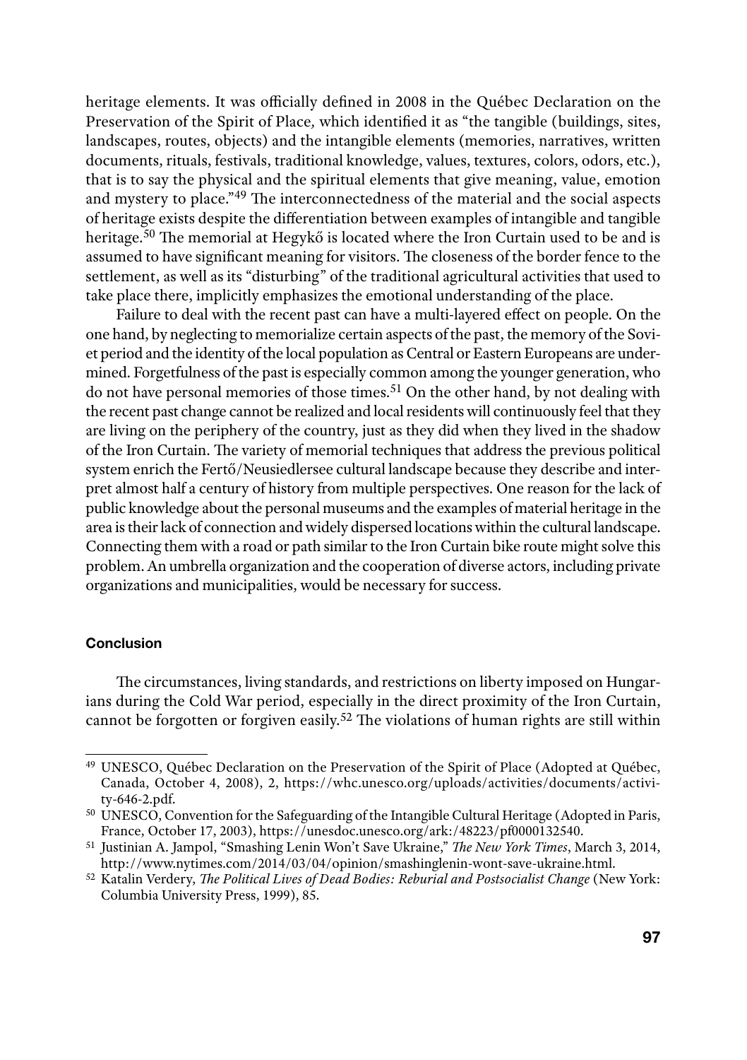heritage elements. It was officially defined in 2008 in the Québec Declaration on the Preservation of the Spirit of Place, which identified it as "the tangible (buildings, sites, landscapes, routes, objects) and the intangible elements (memories, narratives, written documents, rituals, festivals, traditional knowledge, values, textures, colors, odors, etc.), that is to say the physical and the spiritual elements that give meaning, value, emotion and mystery to place."[49] The interconnectedness of the material and the social aspects of heritage exists despite the differentiation between examples of intangible and tangible heritage.[50] The memorial at Hegykő is located where the Iron Curtain used to be and is assumed to have significant meaning for visitors. The closeness of the border fence to the settlement, as well as its "disturbing" of the traditional agricultural activities that used to take place there, implicitly emphasizes the emotional understanding of the place.

Failure to deal with the recent past can have a multi-layered effect on people. On the one hand, by neglecting to memorialize certain aspects of the past, the memory of the Soviet period and the identity of the local population as Central or Eastern Europeans are undermined. Forgetfulness of the past is especially common among the younger generation, who do not have personal memories of those times.[51] On the other hand, by not dealing with the recent past change cannot be realized and local residents will continuously feel that they are living on the periphery of the country, just as they did when they lived in the shadow of the Iron Curtain. The variety of memorial techniques that address the previous political system enrich the Fertő/Neusiedlersee cultural landscape because they describe and interpret almost half a century of history from multiple perspectives. One reason for the lack of public knowledge about the personal museums and the examples of material heritage in the area is their lack of connection and widely dispersed locations within the cultural landscape. Connecting them with a road or path similar to the Iron Curtain bike route might solve this problem. An umbrella organization and the cooperation of diverse actors, including private organizations and municipalities, would be necessary for success.

#### Conclusion

The circumstances, living standards, and restrictions on liberty imposed on Hungarians during the Cold War period, especially in the direct proximity of the Iron Curtain, cannot be forgotten or forgiven easily.[52] The violations of human rights are still within

---

[49] UNESCO, Québec Declaration on the Preservation of the Spirit of Place (Adopted at Québec, Canada, October 4, 2008), 2, https://whc.unesco.org/uploads/activities/documents/activity-646-2.pdf.

[50] UNESCO, Convention for the Safeguarding of the Intangible Cultural Heritage (Adopted in Paris, France, October 17, 2003), https://unesdoc.unesco.org/ark:/48223/pf0000132540.

[51] Justinian A. Jampol, "Smashing Lenin Won't Save Ukraine," *The New York Times*, March 3, 2014, http://www.nytimes.com/2014/03/04/opinion/smashinglenin-wont-save-ukraine.html.

[52] Katalin Verdery, *The Political Lives of Dead Bodies: Reburial and Postsocialist Change* (New York: Columbia University Press, 1999), 85.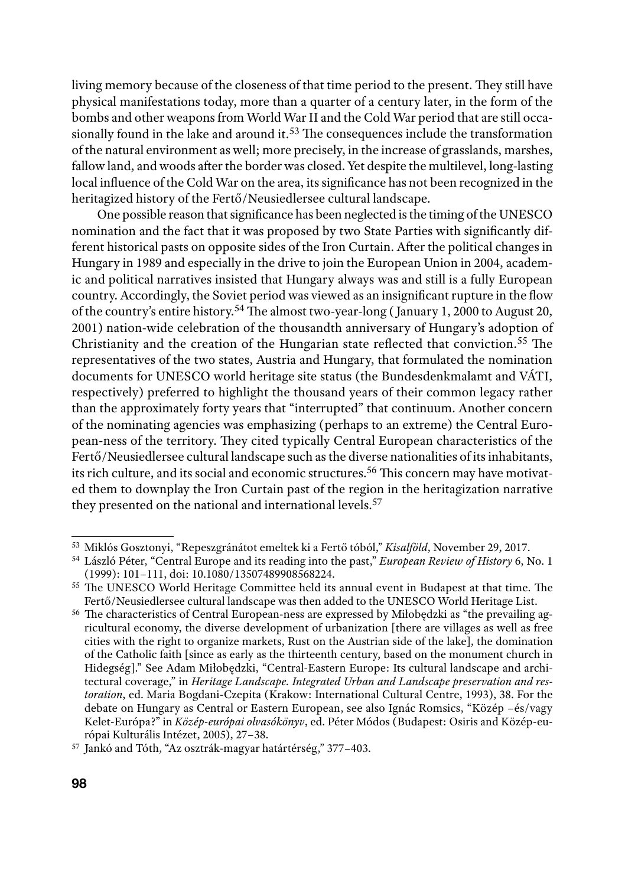living memory because of the closeness of that time period to the present. They still have physical manifestations today, more than a quarter of a century later, in the form of the bombs and other weapons from World War II and the Cold War period that are still occasionally found in the lake and around it.[53] The consequences include the transformation of the natural environment as well; more precisely, in the increase of grasslands, marshes, fallow land, and woods after the border was closed. Yet despite the multilevel, long-lasting local influence of the Cold War on the area, its significance has not been recognized in the heritagized history of the Fertő/Neusiedlersee cultural landscape.

One possible reason that significance has been neglected is the timing of the UNESCO nomination and the fact that it was proposed by two State Parties with significantly different historical pasts on opposite sides of the Iron Curtain. After the political changes in Hungary in 1989 and especially in the drive to join the European Union in 2004, academic and political narratives insisted that Hungary always was and still is a fully European country. Accordingly, the Soviet period was viewed as an insignificant rupture in the flow of the country's entire history.[54] The almost two-year-long (January 1, 2000 to August 20, 2001) nation-wide celebration of the thousandth anniversary of Hungary's adoption of Christianity and the creation of the Hungarian state reflected that conviction.[55] The representatives of the two states, Austria and Hungary, that formulated the nomination documents for UNESCO world heritage site status (the Bundesdenkmalamt and VÁTI, respectively) preferred to highlight the thousand years of their common legacy rather than the approximately forty years that "interrupted" that continuum. Another concern of the nominating agencies was emphasizing (perhaps to an extreme) the Central European-ness of the territory. They cited typically Central European characteristics of the Fertő/Neusiedlersee cultural landscape such as the diverse nationalities of its inhabitants, its rich culture, and its social and economic structures.[56] This concern may have motivated them to downplay the Iron Curtain past of the region in the heritagization narrative they presented on the national and international levels.[57]

---

[53] Miklós Gosztonyi, "Repeszgránátot emeltek ki a Fertő tóból," *Kisalföld*, November 29, 2017.

[54] László Péter, "Central Europe and its reading into the past," *European Review of History* 6, No. 1 (1999): 101–111, doi: 10.1080/13507489908568224.

[55] The UNESCO World Heritage Committee held its annual event in Budapest at that time. The Fertő/Neusiedlersee cultural landscape was then added to the UNESCO World Heritage List.

[56] The characteristics of Central European-ness are expressed by Miłobędzki as "the prevailing agricultural economy, the diverse development of urbanization [there are villages as well as free cities with the right to organize markets, Rust on the Austrian side of the lake], the domination of the Catholic faith [since as early as the thirteenth century, based on the monument church in Hidegség]." See Adam Miłobędzki, "Central-Eastern Europe: Its cultural landscape and architectural coverage," in *Heritage Landscape. Integrated Urban and Landscape preservation and restoration*, ed. Maria Bogdani-Czepita (Krakow: International Cultural Centre, 1993), 38. For the debate on Hungary as Central or Eastern European, see also Ignác Romsics, "Közép –és/vagy Kelet-Európa?" in *Közép-európai olvasókönyv*, ed. Péter Módos (Budapest: Osiris and Közép-európai Kulturális Intézet, 2005), 27–38.

[57] Jankó and Tóth, "Az osztrák-magyar határtérség," 377–403.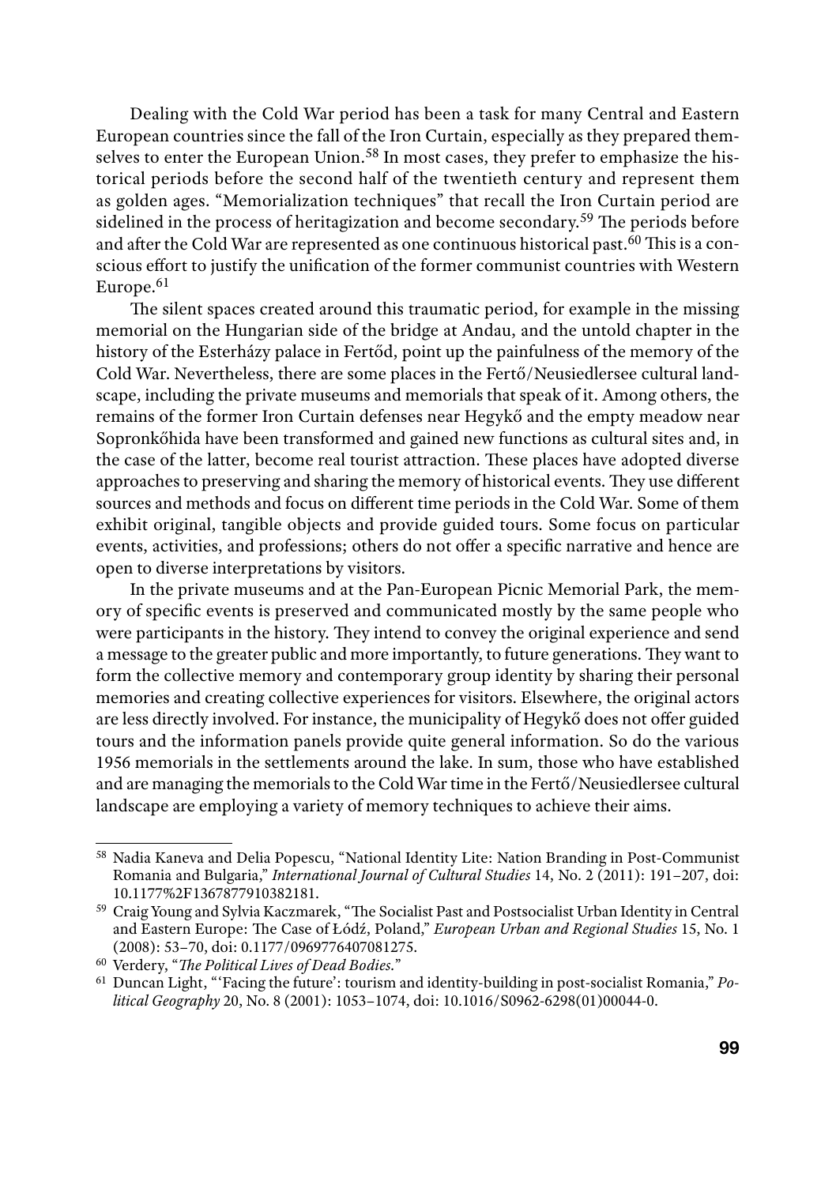Dealing with the Cold War period has been a task for many Central and Eastern European countries since the fall of the Iron Curtain, especially as they prepared themselves to enter the European Union.[58] In most cases, they prefer to emphasize the historical periods before the second half of the twentieth century and represent them as golden ages. "Memorialization techniques" that recall the Iron Curtain period are sidelined in the process of heritagization and become secondary.[59] The periods before and after the Cold War are represented as one continuous historical past.[60] This is a conscious effort to justify the unification of the former communist countries with Western Europe.[61]

The silent spaces created around this traumatic period, for example in the missing memorial on the Hungarian side of the bridge at Andau, and the untold chapter in the history of the Esterházy palace in Fertőd, point up the painfulness of the memory of the Cold War. Nevertheless, there are some places in the Fertő/Neusiedlersee cultural landscape, including the private museums and memorials that speak of it. Among others, the remains of the former Iron Curtain defenses near Hegykő and the empty meadow near Sopronkőhida have been transformed and gained new functions as cultural sites and, in the case of the latter, become real tourist attraction. These places have adopted diverse approaches to preserving and sharing the memory of historical events. They use different sources and methods and focus on different time periods in the Cold War. Some of them exhibit original, tangible objects and provide guided tours. Some focus on particular events, activities, and professions; others do not offer a specific narrative and hence are open to diverse interpretations by visitors.

In the private museums and at the Pan-European Picnic Memorial Park, the memory of specific events is preserved and communicated mostly by the same people who were participants in the history. They intend to convey the original experience and send a message to the greater public and more importantly, to future generations. They want to form the collective memory and contemporary group identity by sharing their personal memories and creating collective experiences for visitors. Elsewhere, the original actors are less directly involved. For instance, the municipality of Hegykő does not offer guided tours and the information panels provide quite general information. So do the various 1956 memorials in the settlements around the lake. In sum, those who have established and are managing the memorials to the Cold War time in the Fertő/Neusiedlersee cultural landscape are employing a variety of memory techniques to achieve their aims.

---

[58] Nadia Kaneva and Delia Popescu, "National Identity Lite: Nation Branding in Post-Communist Romania and Bulgaria," *International Journal of Cultural Studies* 14, No. 2 (2011): 191–207, doi: 10.1177%2F1367877910382181.

[59] Craig Young and Sylvia Kaczmarek, "The Socialist Past and Postsocialist Urban Identity in Central and Eastern Europe: The Case of Łódź, Poland," *European Urban and Regional Studies* 15, No. 1 (2008): 53–70, doi: 0.1177/0969776407081275.

[60] Verdery, "*The Political Lives of Dead Bodies.*"

[61] Duncan Light, "'Facing the future': tourism and identity-building in post-socialist Romania," *Political Geography* 20, No. 8 (2001): 1053–1074, doi: 10.1016/S0962-6298(01)00044-0.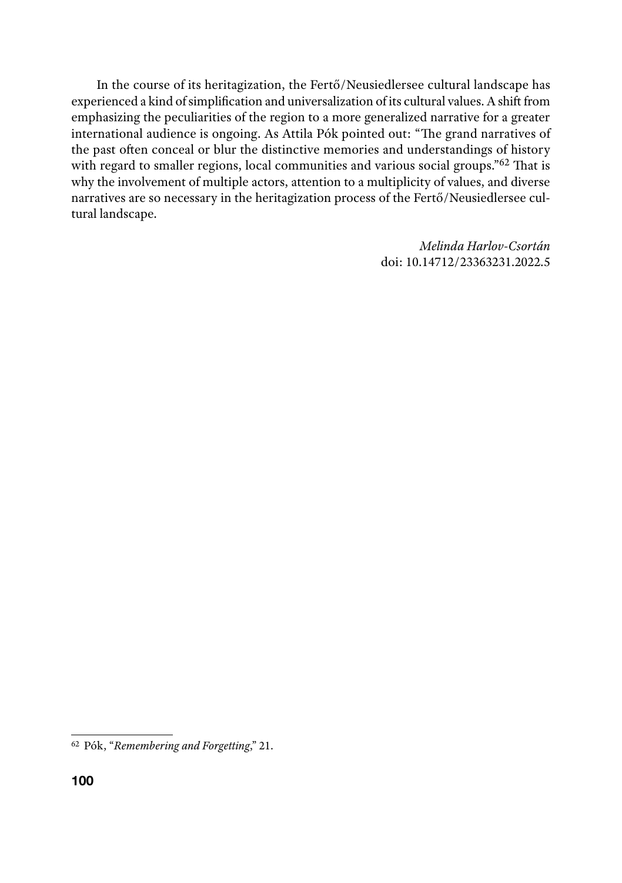In the course of its heritagization, the Fertő/Neusiedlersee cultural landscape has experienced a kind of simplification and universalization of its cultural values. A shift from emphasizing the peculiarities of the region to a more generalized narrative for a greater international audience is ongoing. As Attila Pók pointed out: "The grand narratives of the past often conceal or blur the distinctive memories and understandings of history with regard to smaller regions, local communities and various social groups."[62] That is why the involvement of multiple actors, attention to a multiplicity of values, and diverse narratives are so necessary in the heritagization process of the Fertő/Neusiedlersee cultural landscape.

*Melinda Harlov-Csortán*
doi: 10.14712/23363231.2022.5

---

[62] Pók, "*Remembering and Forgetting*," 21.